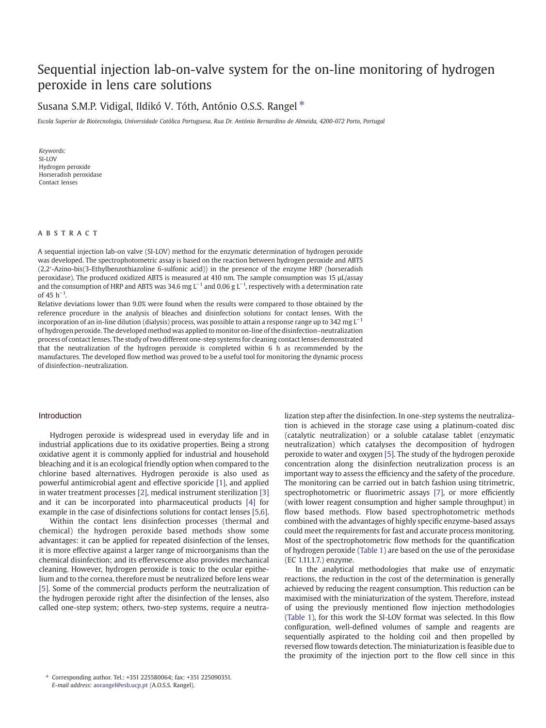# Sequential injection lab-on-valve system for the on-line monitoring of hydrogen peroxide in lens care solutions

Susana S.M.P. Vidigal, Ildikó V. Tóth, António O.S.S. Rangel *

*Escola Superior de Biotecnologia, Universidade Católica Portuguesa, Rua Dr. António Bernardino de Almeida, 4200-072 Porto, Portugal*

*Keywords:*
SI-LOV
Hydrogen peroxide
Horseradish peroxidase
Contact lenses

## ABSTRACT

A sequential injection lab-on valve (SI-LOV) method for the enzymatic determination of hydrogen peroxide was developed. The spectrophotometric assay is based on the reaction between hydrogen peroxide and ABTS (2,2′-Azino-bis(3-Ethylbenzothiazoline 6-sulfonic acid)) in the presence of the enzyme HRP (horseradish peroxidase). The produced oxidized ABTS is measured at 410 nm. The sample consumption was 15 μL/assay and the consumption of HRP and ABTS was 34.6 mg $L^{-1}$ and 0.06 g $L^{-1}$, respectively with a determination rate of 45 $h^{-1}$.

Relative deviations lower than 9.0% were found when the results were compared to those obtained by the reference procedure in the analysis of bleaches and disinfection solutions for contact lenses. With the incorporation of an in-line dilution (dialysis) process, was possible to attain a response range up to 342 mg $L^{-1}$ of hydrogen peroxide. The developed method was applied to monitor on-line of the disinfection–neutralization process of contact lenses. The study of two different one-step systems for cleaning contact lenses demonstrated that the neutralization of the hydrogen peroxide is completed within 6 h as recommended by the manufactures. The developed flow method was proved to be a useful tool for monitoring the dynamic process of disinfection–neutralization.

## Introduction

Hydrogen peroxide is widespread used in everyday life and in industrial applications due to its oxidative properties. Being a strong oxidative agent it is commonly applied for industrial and household bleaching and it is an ecological friendly option when compared to the chlorine based alternatives. Hydrogen peroxide is also used as powerful antimicrobial agent and effective sporicide [1], and applied in water treatment processes [2], medical instrument sterilization [3] and it can be incorporated into pharmaceutical products [4] for example in the case of disinfections solutions for contact lenses [5,6].

Within the contact lens disinfection processes (thermal and chemical) the hydrogen peroxide based methods show some advantages: it can be applied for repeated disinfection of the lenses, it is more effective against a larger range of microorganisms than the chemical disinfection; and its effervescence also provides mechanical cleaning. However, hydrogen peroxide is toxic to the ocular epithelium and to the cornea, therefore must be neutralized before lens wear [5]. Some of the commercial products perform the neutralization of the hydrogen peroxide right after the disinfection of the lenses, also called one-step system; others, two-step systems, require a neutralization step after the disinfection. In one-step systems the neutralization is achieved in the storage case using a platinum-coated disc (catalytic neutralization) or a soluble catalase tablet (enzymatic neutralization) which catalyses the decomposition of hydrogen peroxide to water and oxygen [5]. The study of the hydrogen peroxide concentration along the disinfection neutralization process is an important way to assess the efficiency and the safety of the procedure. The monitoring can be carried out in batch fashion using titrimetric, spectrophotometric or fluorimetric assays [7], or more efficiently (with lower reagent consumption and higher sample throughput) in flow based methods. Flow based spectrophotometric methods combined with the advantages of highly specific enzyme-based assays could meet the requirements for fast and accurate process monitoring. Most of the spectrophotometric flow methods for the quantification of hydrogen peroxide (Table 1) are based on the use of the peroxidase (EC 1.11.1.7.) enzyme.

In the analytical methodologies that make use of enzymatic reactions, the reduction in the cost of the determination is generally achieved by reducing the reagent consumption. This reduction can be maximised with the miniaturization of the system. Therefore, instead of using the previously mentioned flow injection methodologies (Table 1), for this work the SI-LOV format was selected. In this flow configuration, well-defined volumes of sample and reagents are sequentially aspirated to the holding coil and then propelled by reversed flow towards detection. The miniaturization is feasible due to the proximity of the injection port to the flow cell since in this

* Corresponding author. Tel.: +351 225580064; fax: +351 225090351.
*E-mail address:* aorangel@esb.ucp.pt (A.O.S.S. Rangel).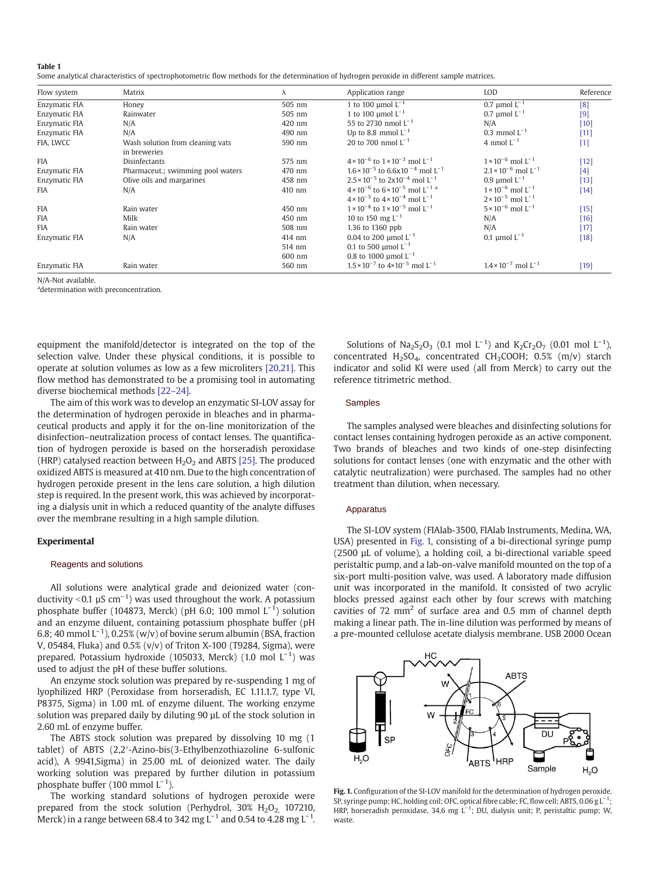**Table 1**
Some analytical characteristics of spectrophotometric flow methods for the determination of hydrogen peroxide in different sample matrices.

| Flow system | Matrix | λ | Application range | LOD | Reference |
|---|---|---|---|---|---|
| Enzymatic FIA | Honey | 505 nm | 1 to 100 μmol $L^{-1}$ | 0.7 μmol $L^{-1}$ | [8] |
| Enzymatic FIA | Rainwater | 505 nm | 1 to 100 μmol $L^{-1}$ | 0.7 μmol $L^{-1}$ | [9] |
| Enzymatic FIA | N/A | 420 nm | 55 to 2730 nmol $L^{-1}$ | N/A | [10] |
| Enzymatic FIA | N/A | 490 nm | Up to 8.8 mmol $L^{-1}$ | 0.3 mmol $L^{-1}$ | [11] |
| FIA, LWCC | Wash solution from cleaning vats in breweries | 590 nm | 20 to 700 nmol $L^{-1}$ | 4 nmol $L^{-1}$ | [1] |
| FIA | Disinfectants | 575 nm | $4\times10^{-6}$ to $1\times10^{-3}$ mol $L^{-1}$ | $1\times10^{-6}$ mol $L^{-1}$ | [12] |
| Enzymatic FIA | Pharmaceut.; swimming pool waters | 470 nm | $1.6\times10^{-5}$ to $6.6\times10^{-4}$ mol $L^{-1}$ | $2.1\times10^{-6}$ mol $L^{-1}$ | [4] |
| Enzymatic FIA | Olive oils and margarines | 458 nm | $2.5\times10^{-5}$ to $2\times10^{-4}$ mol $L^{-1}$ | 0.9 μmol $L^{-1}$ | [13] |
| FIA | N/A | 410 nm | $4\times10^{-6}$ to $6\times10^{-5}$ mol $L^{-1}$ [a]<br>$4\times10^{-5}$ to $4\times10^{-4}$ mol $L^{-1}$ | $1\times10^{-6}$ mol $L^{-1}$<br>$2\times10^{-5}$ mol $L^{-1}$ | [14] |
| FIA | Rain water | 450 nm | $1\times10^{-8}$ to $1\times10^{-5}$ mol $L^{-1}$ | $5\times10^{-6}$ mol $L^{-1}$ | [15] |
| FIA | Milk | 450 nm | 10 to 150 mg $L^{-1}$ | N/A | [16] |
| FIA | Rain water | 508 nm | 1.36 to 1360 ppb | N/A | [17] |
| Enzymatic FIA | N/A | 414 nm<br>514 nm<br>600 nm | 0.04 to 200 μmol $L^{-1}$<br>0.1 to 500 μmol $L^{-1}$<br>0.8 to 1000 μmol $L^{-1}$ | 0.1 μmol $L^{-1}$ | [18] |
| Enzymatic FIA | Rain water | 560 nm | $1.5\times10^{-7}$ to $4\times10^{-5}$ mol $L^{-1}$ | $1.4\times10^{-7}$ mol $L^{-1}$ | [19] |

N/A-Not available.
[a]determination with preconcentration.

equipment the manifold/detector is integrated on the top of the selection valve. Under these physical conditions, it is possible to operate at solution volumes as low as a few microliters [20,21]. This flow method has demonstrated to be a promising tool in automating diverse biochemical methods [22–24].

The aim of this work was to develop an enzymatic SI-LOV assay for the determination of hydrogen peroxide in bleaches and in pharmaceutical products and apply it for the on-line monitorization of the disinfection–neutralization process of contact lenses. The quantification of hydrogen peroxide is based on the horseradish peroxidase (HRP) catalysed reaction between $H_2O_2$ and ABTS [25]. The produced oxidized ABTS is measured at 410 nm. Due to the high concentration of hydrogen peroxide present in the lens care solution, a high dilution step is required. In the present work, this was achieved by incorporating a dialysis unit in which a reduced quantity of the analyte diffuses over the membrane resulting in a high sample dilution.

## Experimental

### Reagents and solutions

All solutions were analytical grade and deionized water (conductivity <0.1 μS $cm^{-1}$) was used throughout the work. A potassium phosphate buffer (104873, Merck) (pH 6.0; 100 mmol $L^{-1}$) solution and an enzyme diluent, containing potassium phosphate buffer (pH 6.8; 40 mmol $L^{-1}$), 0.25% (w/v) of bovine serum albumin (BSA, fraction V, 05484, Fluka) and 0.5% (v/v) of Triton X-100 (T9284, Sigma), were prepared. Potassium hydroxide (105033, Merck) (1.0 mol $L^{-1}$) was used to adjust the pH of these buffer solutions.

An enzyme stock solution was prepared by re-suspending 1 mg of lyophilized HRP (Peroxidase from horseradish, EC 1.11.1.7, type VI, P8375, Sigma) in 1.00 mL of enzyme diluent. The working enzyme solution was prepared daily by diluting 90 μL of the stock solution in 2.60 mL of enzyme buffer.

The ABTS stock solution was prepared by dissolving 10 mg (1 tablet) of ABTS (2,2′-Azino-bis(3-Ethylbenzothiazoline 6-sulfonic acid), A 9941,Sigma) in 25.00 mL of deionized water. The daily working solution was prepared by further dilution in potassium phosphate buffer (100 mmol $L^{-1}$).

The working standard solutions of hydrogen peroxide were prepared from the stock solution (Perhydrol, 30% $H_2O_2$, 107210, Merck) in a range between 68.4 to 342 mg $L^{-1}$ and 0.54 to 4.28 mg $L^{-1}$.

Solutions of $Na_2S_2O_3$ (0.1 mol $L^{-1}$) and $K_2Cr_2O_7$ (0.01 mol $L^{-1}$), concentrated $H_2SO_4$, concentrated $CH_3COOH$; 0.5% (m/v) starch indicator and solid KI were used (all from Merck) to carry out the reference titrimetric method.

### Samples

The samples analysed were bleaches and disinfecting solutions for contact lenses containing hydrogen peroxide as an active component. Two brands of bleaches and two kinds of one-step disinfecting solutions for contact lenses (one with enzymatic and the other with catalytic neutralization) were purchased. The samples had no other treatment than dilution, when necessary.

### Apparatus

The SI-LOV system (FIAlab-3500, FIAlab Instruments, Medina, WA, USA) presented in Fig. 1, consisting of a bi-directional syringe pump (2500 μL of volume), a holding coil, a bi-directional variable speed peristaltic pump, and a lab-on-valve manifold mounted on the top of a six-port multi-position valve, was used. A laboratory made diffusion unit was incorporated in the manifold. It consisted of two acrylic blocks pressed against each other by four screws with matching cavities of 72 $mm^2$ of surface area and 0.5 mm of channel depth making a linear path. The in-line dilution was performed by means of a pre-mounted cellulose acetate dialysis membrane. USB 2000 Ocean

**Fig. 1.** Configuration of the SI-LOV manifold for the determination of hydrogen peroxide. SP, syringe pump; HC, holding coil; OFC, optical fibre cable; FC, flow cell; ABTS, 0.06 g $L^{-1}$; HRP, horseradish peroxidase, 34.6 mg $L^{-1}$; DU, dialysis unit; P, peristaltic pump; W, waste.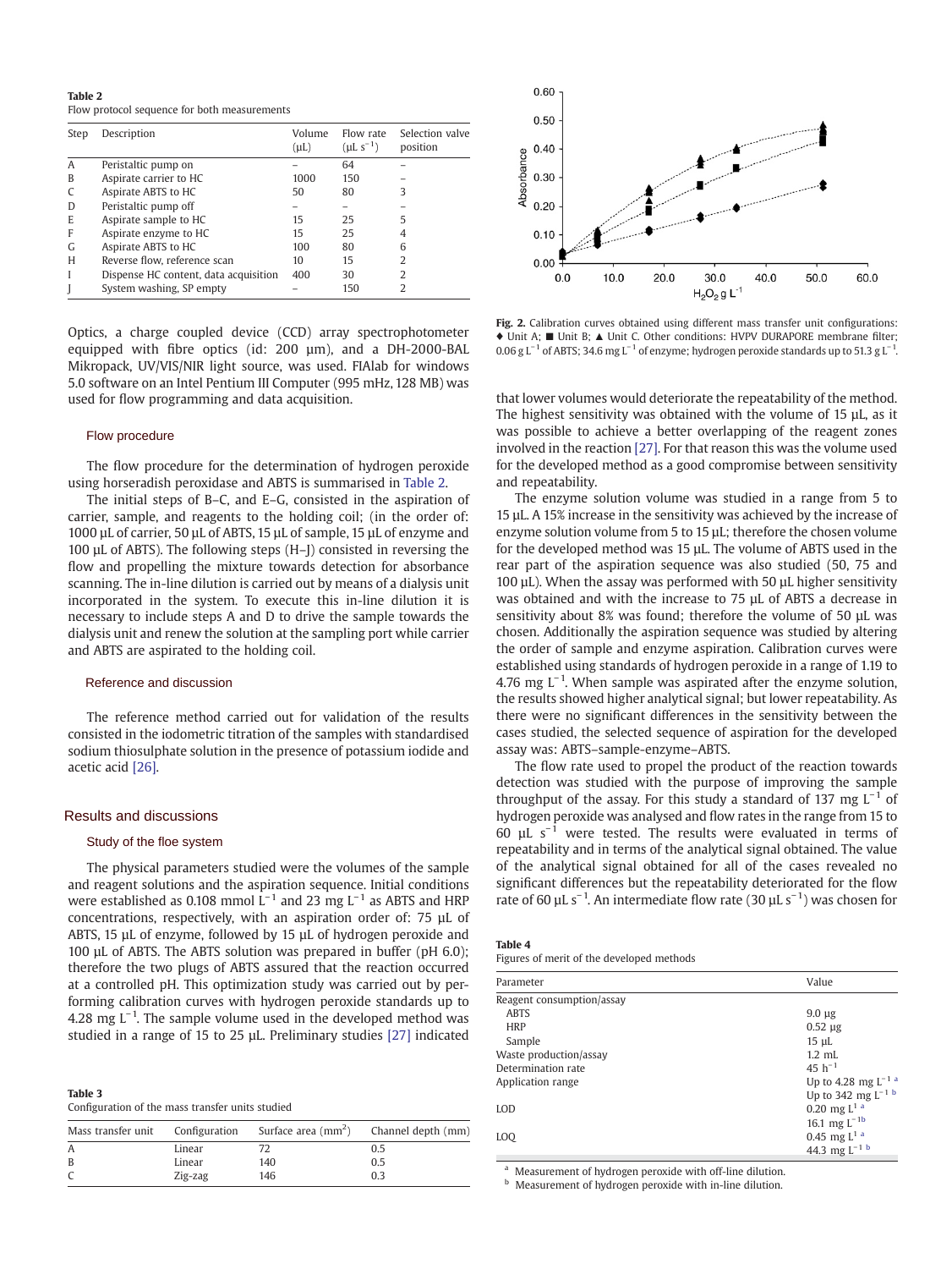**Table 2**
Flow protocol sequence for both measurements

| Step | Description | Volume (µL) | Flow rate (µL s$^{-1}$) | Selection valve position |
|---|---|---|---|---|
| A | Peristaltic pump on | – | 64 | – |
| B | Aspirate carrier to HC | 1000 | 150 | – |
| C | Aspirate ABTS to HC | 50 | 80 | 3 |
| D | Peristaltic pump off | – | – | – |
| E | Aspirate sample to HC | 15 | 25 | 5 |
| F | Aspirate enzyme to HC | 15 | 25 | 4 |
| G | Aspirate ABTS to HC | 100 | 80 | 6 |
| H | Reverse flow, reference scan | 10 | 15 | 2 |
| I | Dispense HC content, data acquisition | 400 | 30 | 2 |
| J | System washing, SP empty | – | 150 | 2 |

Optics, a charge coupled device (CCD) array spectrophotometer equipped with fibre optics (id: 200 µm), and a DH-2000-BAL Mikropack, UV/VIS/NIR light source, was used. FIAlab for windows 5.0 software on an Intel Pentium III Computer (995 mHz, 128 MB) was used for flow programming and data acquisition.

### Flow procedure

The flow procedure for the determination of hydrogen peroxide using horseradish peroxidase and ABTS is summarised in Table 2.

The initial steps of B–C, and E–G, consisted in the aspiration of carrier, sample, and reagents to the holding coil; (in the order of: 1000 µL of carrier, 50 µL of ABTS, 15 µL of sample, 15 µL of enzyme and 100 µL of ABTS). The following steps (H–J) consisted in reversing the flow and propelling the mixture towards detection for absorbance scanning. The in-line dilution is carried out by means of a dialysis unit incorporated in the system. To execute this in-line dilution it is necessary to include steps A and D to drive the sample towards the dialysis unit and renew the solution at the sampling port while carrier and ABTS are aspirated to the holding coil.

### Reference and discussion

The reference method carried out for validation of the results consisted in the iodometric titration of the samples with standardised sodium thiosulphate solution in the presence of potassium iodide and acetic acid [26].

## Results and discussions

### Study of the floe system

The physical parameters studied were the volumes of the sample and reagent solutions and the aspiration sequence. Initial conditions were established as 0.108 mmol L$^{-1}$ and 23 mg L$^{-1}$ as ABTS and HRP concentrations, respectively, with an aspiration order of: 75 µL of ABTS, 15 µL of enzyme, followed by 15 µL of hydrogen peroxide and 100 µL of ABTS. The ABTS solution was prepared in buffer (pH 6.0); therefore the two plugs of ABTS assured that the reaction occurred at a controlled pH. This optimization study was carried out by performing calibration curves with hydrogen peroxide standards up to 4.28 mg L$^{-1}$. The sample volume used in the developed method was studied in a range of 15 to 25 µL. Preliminary studies [27] indicated that lower volumes would deteriorate the repeatability of the method. The highest sensitivity was obtained with the volume of 15 µL, as it was possible to achieve a better overlapping of the reagent zones involved in the reaction [27]. For that reason this was the volume used for the developed method as a good compromise between sensitivity and repeatability.

The enzyme solution volume was studied in a range from 5 to 15 µL. A 15% increase in the sensitivity was achieved by the increase of enzyme solution volume from 5 to 15 µL; therefore the chosen volume for the developed method was 15 µL. The volume of ABTS used in the rear part of the aspiration sequence was also studied (50, 75 and 100 µL). When the assay was performed with 50 µL higher sensitivity was obtained and with the increase to 75 µL of ABTS a decrease in sensitivity about 8% was found; therefore the volume of 50 µL was chosen. Additionally the aspiration sequence was studied by altering the order of sample and enzyme aspiration. Calibration curves were established using standards of hydrogen peroxide in a range of 1.19 to 4.76 mg L$^{-1}$. When sample was aspirated after the enzyme solution, the results showed higher analytical signal; but lower repeatability. As there were no significant differences in the sensitivity between the cases studied, the selected sequence of aspiration for the developed assay was: ABTS–sample–enzyme–ABTS.

The flow rate used to propel the product of the reaction towards detection was studied with the purpose of improving the sample throughput of the assay. For this study a standard of 137 mg L$^{-1}$ of hydrogen peroxide was analysed and flow rates in the range from 15 to 60 µL s$^{-1}$ were tested. The results were evaluated in terms of repeatability and in terms of the analytical signal obtained. The value of the analytical signal obtained for all of the cases revealed no significant differences but the repeatability deteriorated for the flow rate of 60 µL s$^{-1}$. An intermediate flow rate (30 µL s$^{-1}$) was chosen for

**Table 3**
Configuration of the mass transfer units studied

| Mass transfer unit | Configuration | Surface area (mm$^2$) | Channel depth (mm) |
|---|---|---|---|
| A | Linear | 72 | 0.5 |
| B | Linear | 140 | 0.5 |
| C | Zig-zag | 146 | 0.3 |

**Fig. 2.** Calibration curves obtained using different mass transfer unit configurations: ♦ Unit A; ■ Unit B; ▲ Unit C. Other conditions: HVPV DURAPORE membrane filter; 0.06 g L$^{-1}$ of ABTS; 34.6 mg L$^{-1}$ of enzyme; hydrogen peroxide standards up to 51.3 g L$^{-1}$.

**Table 4**
Figures of merit of the developed methods

| Parameter | Value |
|---|---|
| Reagent consumption/assay | |
| ABTS | 9.0 µg |
| HRP | 0.52 µg |
| Sample | 15 µL |
| Waste production/assay | 1.2 mL |
| Determination rate | 45 h$^{-1}$ |
| Application range | Up to 4.28 mg L$^{-1}$ [a] |
| | Up to 342 mg L$^{-1}$ [b] |
| LOD | 0.20 mg L$^{1}$ [a] |
| | 16.1 mg L$^{-1}$ [b] |
| LOQ | 0.45 mg L$^{1}$ [a] |
| | 44.3 mg L$^{-1}$ [b] |

[a] Measurement of hydrogen peroxide with off-line dilution.
[b] Measurement of hydrogen peroxide with in-line dilution.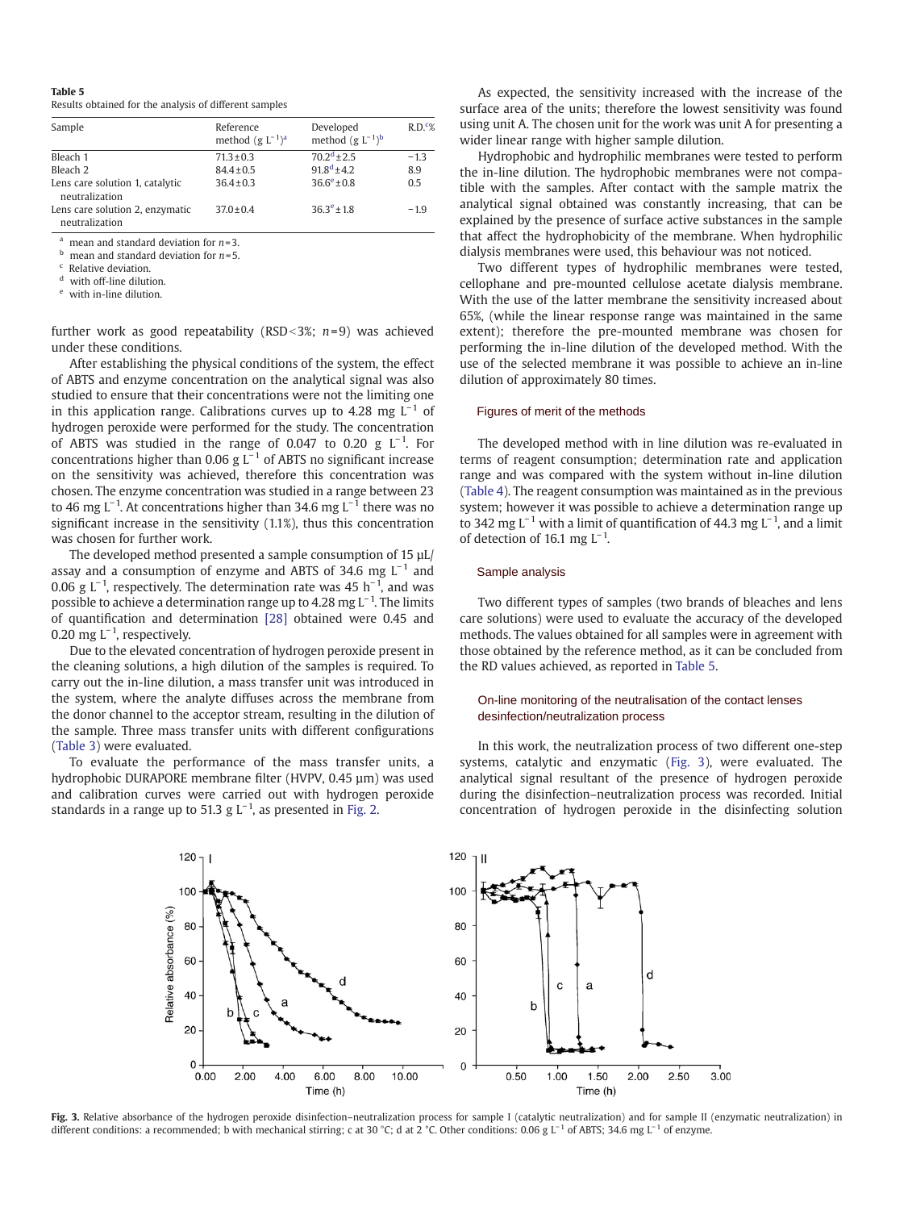**Table 5**
Results obtained for the analysis of different samples

| Sample | Reference method (g $L^{-1}$)[a] | Developed method (g $L^{-1}$)[b] | R.D.[c]% |
|---|---|---|---|
| Bleach 1 | $71.3 \pm 0.3$ | $70.2^{d} \pm 2.5$ | −1.3 |
| Bleach 2 | $84.4 \pm 0.5$ | $91.8^{d} \pm 4.2$ | 8.9 |
| Lens care solution 1, catalytic neutralization | $36.4 \pm 0.3$ | $36.6^{e} \pm 0.8$ | 0.5 |
| Lens care solution 2, enzymatic neutralization | $37.0 \pm 0.4$ | $36.3^{e} \pm 1.8$ | −1.9 |

[a] mean and standard deviation for $n=3$.
[b] mean and standard deviation for $n=5$.
[c] Relative deviation.
[d] with off-line dilution.
[e] with in-line dilution.

further work as good repeatability (RSD<3%; $n=9$) was achieved under these conditions.

After establishing the physical conditions of the system, the effect of ABTS and enzyme concentration on the analytical signal was also studied to ensure that their concentrations were not the limiting one in this application range. Calibrations curves up to 4.28 mg $L^{-1}$ of hydrogen peroxide were performed for the study. The concentration of ABTS was studied in the range of 0.047 to 0.20 g $L^{-1}$. For concentrations higher than 0.06 g $L^{-1}$ of ABTS no significant increase on the sensitivity was achieved, therefore this concentration was chosen. The enzyme concentration was studied in a range between 23 to 46 mg $L^{-1}$. At concentrations higher than 34.6 mg $L^{-1}$ there was no significant increase in the sensitivity (1.1%), thus this concentration was chosen for further work.

The developed method presented a sample consumption of 15 µL/assay and a consumption of enzyme and ABTS of 34.6 mg $L^{-1}$ and 0.06 g $L^{-1}$, respectively. The determination rate was 45 $h^{-1}$, and was possible to achieve a determination range up to 4.28 mg $L^{-1}$. The limits of quantification and determination [28] obtained were 0.45 and 0.20 mg $L^{-1}$, respectively.

Due to the elevated concentration of hydrogen peroxide present in the cleaning solutions, a high dilution of the samples is required. To carry out the in-line dilution, a mass transfer unit was introduced in the system, where the analyte diffuses across the membrane from the donor channel to the acceptor stream, resulting in the dilution of the sample. Three mass transfer units with different configurations (Table 3) were evaluated.

To evaluate the performance of the mass transfer units, a hydrophobic DURAPORE membrane filter (HVPV, 0.45 µm) was used and calibration curves were carried out with hydrogen peroxide standards in a range up to 51.3 g $L^{-1}$, as presented in Fig. 2.

As expected, the sensitivity increased with the increase of the surface area of the units; therefore the lowest sensitivity was found using unit A. The chosen unit for the work was unit A for presenting a wider linear range with higher sample dilution.

Hydrophobic and hydrophilic membranes were tested to perform the in-line dilution. The hydrophobic membranes were not compatible with the samples. After contact with the sample matrix the analytical signal obtained was constantly increasing, that can be explained by the presence of surface active substances in the sample that affect the hydrophobicity of the membrane. When hydrophilic dialysis membranes were used, this behaviour was not noticed.

Two different types of hydrophilic membranes were tested, cellophane and pre-mounted cellulose acetate dialysis membrane. With the use of the latter membrane the sensitivity increased about 65%, (while the linear response range was maintained in the same extent); therefore the pre-mounted membrane was chosen for performing the in-line dilution of the developed method. With the use of the selected membrane it was possible to achieve an in-line dilution of approximately 80 times.

### Figures of merit of the methods

The developed method with in line dilution was re-evaluated in terms of reagent consumption; determination rate and application range and was compared with the system without in-line dilution (Table 4). The reagent consumption was maintained as in the previous system; however it was possible to achieve a determination range up to 342 mg $L^{-1}$ with a limit of quantification of 44.3 mg $L^{-1}$, and a limit of detection of 16.1 mg $L^{-1}$.

### Sample analysis

Two different types of samples (two brands of bleaches and lens care solutions) were used to evaluate the accuracy of the developed methods. The values obtained for all samples were in agreement with those obtained by the reference method, as it can be concluded from the RD values achieved, as reported in Table 5.

### On-line monitoring of the neutralisation of the contact lenses desinfection/neutralization process

In this work, the neutralization process of two different one-step systems, catalytic and enzymatic (Fig. 3), were evaluated. The analytical signal resultant of the presence of hydrogen peroxide during the disinfection–neutralization process was recorded. Initial concentration of hydrogen peroxide in the disinfecting solution

**Fig. 3.** Relative absorbance of the hydrogen peroxide disinfection–neutralization process for sample I (catalytic neutralization) and for sample II (enzymatic neutralization) in different conditions: a recommended; b with mechanical stirring; c at 30 °C; d at 2 °C. Other conditions: 0.06 g $L^{-1}$ of ABTS; 34.6 mg $L^{-1}$ of enzyme.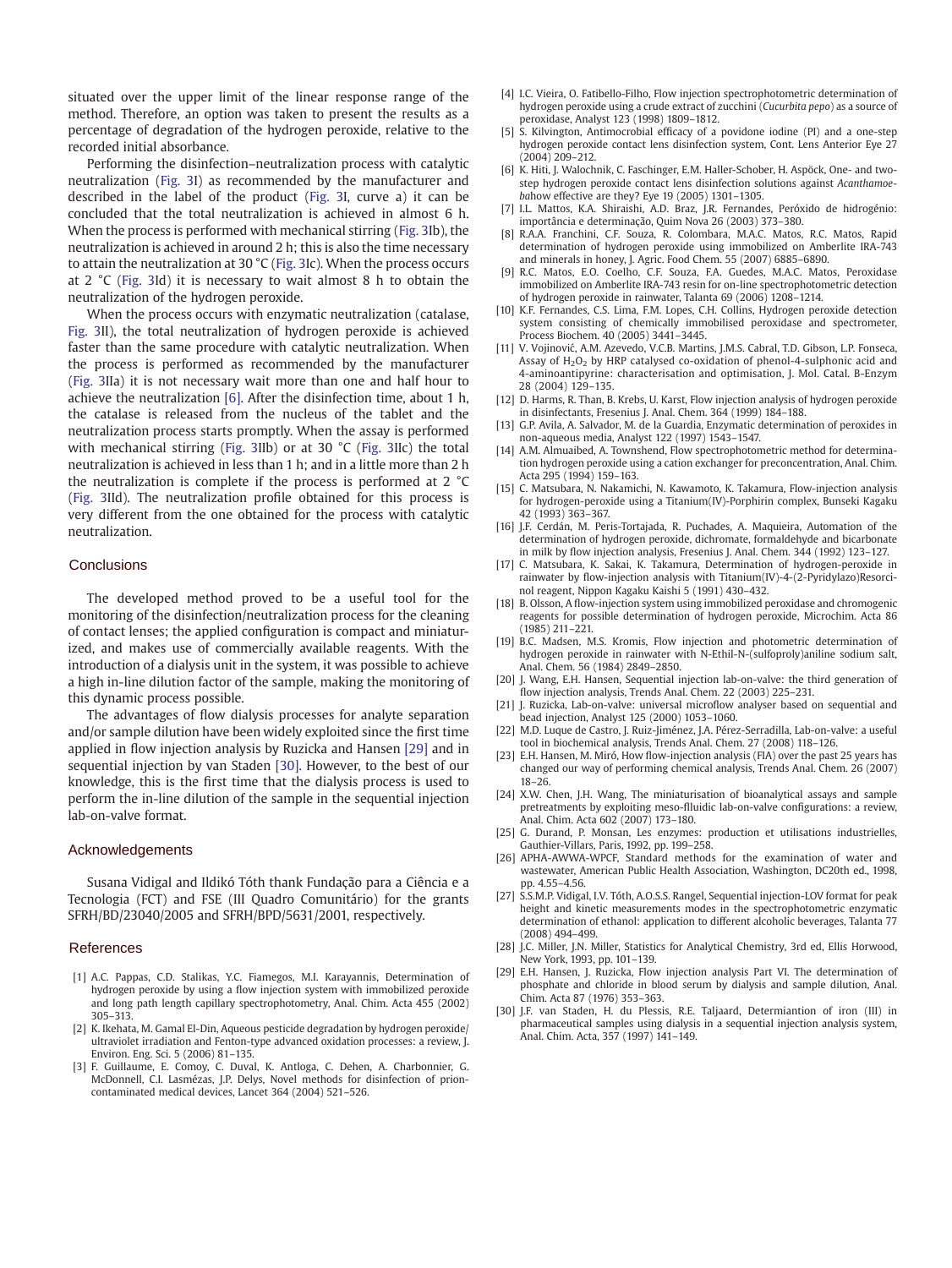situated over the upper limit of the linear response range of the method. Therefore, an option was taken to present the results as a percentage of degradation of the hydrogen peroxide, relative to the recorded initial absorbance.

Performing the disinfection–neutralization process with catalytic neutralization (Fig. 3I) as recommended by the manufacturer and described in the label of the product (Fig. 3I, curve a) it can be concluded that the total neutralization is achieved in almost 6 h. When the process is performed with mechanical stirring (Fig. 3Ib), the neutralization is achieved in around 2 h; this is also the time necessary to attain the neutralization at 30 °C (Fig. 3Ic). When the process occurs at 2 °C (Fig. 3Id) it is necessary to wait almost 8 h to obtain the neutralization of the hydrogen peroxide.

When the process occurs with enzymatic neutralization (catalase, Fig. 3II), the total neutralization of hydrogen peroxide is achieved faster than the same procedure with catalytic neutralization. When the process is performed as recommended by the manufacturer (Fig. 3IIa) it is not necessary wait more than one and half hour to achieve the neutralization [6]. After the disinfection time, about 1 h, the catalase is released from the nucleus of the tablet and the neutralization process starts promptly. When the assay is performed with mechanical stirring (Fig. 3IIb) or at 30 °C (Fig. 3IIc) the total neutralization is achieved in less than 1 h; and in a little more than 2 h the neutralization is complete if the process is performed at 2 °C (Fig. 3IId). The neutralization profile obtained for this process is very different from the one obtained for the process with catalytic neutralization.

## Conclusions

The developed method proved to be a useful tool for the monitoring of the disinfection/neutralization process for the cleaning of contact lenses; the applied configuration is compact and miniaturized, and makes use of commercially available reagents. With the introduction of a dialysis unit in the system, it was possible to achieve a high in-line dilution factor of the sample, making the monitoring of this dynamic process possible.

The advantages of flow dialysis processes for analyte separation and/or sample dilution have been widely exploited since the first time applied in flow injection analysis by Ruzicka and Hansen [29] and in sequential injection by van Staden [30]. However, to the best of our knowledge, this is the first time that the dialysis process is used to perform the in-line dilution of the sample in the sequential injection lab-on-valve format.

## Acknowledgements

Susana Vigidal and Ildikó Tóth thank Fundação para a Ciência e a Tecnologia (FCT) and FSE (III Quadro Comunitário) for the grants SFRH/BD/23040/2005 and SFRH/BPD/5631/2001, respectively.

## References

[1] A.C. Pappas, C.D. Stalikas, Y.C. Fiamegos, M.I. Karayannis, Determination of hydrogen peroxide by using a flow injection system with immobilized peroxide and long path length capillary spectrophotometry, Anal. Chim. Acta 455 (2002) 305–313.

[2] K. Ikehata, M. Gamal El-Din, Aqueous pesticide degradation by hydrogen peroxide/ultraviolet irradiation and Fenton-type advanced oxidation processes: a review, J. Environ. Eng. Sci. 5 (2006) 81–135.

[3] F. Guillaume, E. Comoy, C. Duval, K. Antloga, C. Dehen, A. Charbonnier, G. McDonnell, C.I. Lasmézas, J.P. Delys, Novel methods for disinfection of prion-contaminated medical devices, Lancet 364 (2004) 521–526.

[4] I.C. Vieira, O. Fatibello-Filho, Flow injection spectrophotometric determination of hydrogen peroxide using a crude extract of zucchini (*Cucurbita pepo*) as a source of peroxidase, Analyst 123 (1998) 1809–1812.

[5] S. Kilvington, Antimocrobial efficacy of a povidone iodine (PI) and a one-step hydrogen peroxide contact lens disinfection system, Cont. Lens Anterior Eye 27 (2004) 209–212.

[6] K. Hiti, J. Walochnik, C. Faschinger, E.M. Haller-Schober, H. Aspöck, One- and two-step hydrogen peroxide contact lens disinfection solutions against *Acanthamoeba*how effective are they? Eye 19 (2005) 1301–1305.

[7] I.L. Mattos, K.A. Shiraishi, A.D. Braz, J.R. Fernandes, Peróxido de hidrogénio: importância e determinação, Quim Nova 26 (2003) 373–380.

[8] R.A.A. Franchini, C.F. Souza, R. Colombara, M.A.C. Matos, R.C. Matos, Rapid determination of hydrogen peroxide using immobilized on Amberlite IRA-743 and minerals in honey, J. Agric. Food Chem. 55 (2007) 6885–6890.

[9] R.C. Matos, E.O. Coelho, C.F. Souza, F.A. Guedes, M.A.C. Matos, Peroxidase immobilized on Amberlite IRA-743 resin for on-line spectrophotometric detection of hydrogen peroxide in rainwater, Talanta 69 (2006) 1208–1214.

[10] K.F. Fernandes, C.S. Lima, F.M. Lopes, C.H. Collins, Hydrogen peroxide detection system consisting of chemically immobilised peroxidase and spectrometer, Process Biochem. 40 (2005) 3441–3445.

[11] V. Vojinović, A.M. Azevedo, V.C.B. Martins, J.M.S. Cabral, T.D. Gibson, L.P. Fonseca, Assay of $H_2O_2$ by HRP catalysed co-oxidation of phenol-4-sulphonic acid and 4-aminoantipyrine: characterisation and optimisation, J. Mol. Catal. B-Enzym 28 (2004) 129–135.

[12] D. Harms, R. Than, B. Krebs, U. Karst, Flow injection analysis of hydrogen peroxide in disinfectants, Fresenius J. Anal. Chem. 364 (1999) 184–188.

[13] G.P. Avila, A. Salvador, M. de la Guardia, Enzymatic determination of peroxides in non-aqueous media, Analyst 122 (1997) 1543–1547.

[14] A.M. Almuaibed, A. Townshend, Flow spectrophotometric method for determination hydrogen peroxide using a cation exchanger for preconcentration, Anal. Chim. Acta 295 (1994) 159–163.

[15] C. Matsubara, N. Nakamichi, N. Kawamoto, K. Takamura, Flow-injection analysis for hydrogen-peroxide using a Titanium(IV)-Porphirin complex, Bunseki Kagaku 42 (1993) 363–367.

[16] J.F. Cerdán, M. Peris-Tortajada, R. Puchades, A. Maquieira, Automation of the determination of hydrogen peroxide, dichromate, formaldehyde and bicarbonate in milk by flow injection analysis, Fresenius J. Anal. Chem. 344 (1992) 123–127.

[17] C. Matsubara, K. Sakai, K. Takamura, Determination of hydrogen-peroxide in rainwater by flow-injection analysis with Titanium(IV)-4-(2-Pyridylazo)Resorcinol reagent, Nippon Kagaku Kaishi 5 (1991) 430–432.

[18] B. Olsson, A flow-injection system using immobilized peroxidase and chromogenic reagents for possible determination of hydrogen peroxide, Microchim. Acta 86 (1985) 211–221.

[19] B.C. Madsen, M.S. Kromis, Flow injection and photometric determination of hydrogen peroxide in rainwater with N-Ethil-N-(sulfoproly)aniline sodium salt, Anal. Chem. 56 (1984) 2849–2850.

[20] J. Wang, E.H. Hansen, Sequential injection lab-on-valve: the third generation of flow injection analysis, Trends Anal. Chem. 22 (2003) 225–231.

[21] J. Ruzicka, Lab-on-valve: universal microflow analyser based on sequential and bead injection, Analyst 125 (2000) 1053–1060.

[22] M.D. Luque de Castro, J. Ruiz-Jiménez, J.A. Pérez-Serradilla, Lab-on-valve: a useful tool in biochemical analysis, Trends Anal. Chem. 27 (2008) 118–126.

[23] E.H. Hansen, M. Miró, How flow-injection analysis (FIA) over the past 25 years has changed our way of performing chemical analysis, Trends Anal. Chem. 26 (2007) 18–26.

[24] X.W. Chen, J.H. Wang, The miniaturisation of bioanalytical assays and sample pretreatments by exploiting meso-flluidic lab-on-valve configurations: a review, Anal. Chim. Acta 602 (2007) 173–180.

[25] G. Durand, P. Monsan, Les enzymes: production et utilisations industrielles, Gauthier-Villars, Paris, 1992, pp. 199–258.

[26] APHA-AWWA-WPCF, Standard methods for the examination of water and wastewater, American Public Health Association, Washington, DC20th ed., 1998, pp. 4.55–4.56.

[27] S.S.M.P. Vidigal, I.V. Tóth, A.O.S.S. Rangel, Sequential injection-LOV format for peak height and kinetic measurements modes in the spectrophotometric enzymatic determination of ethanol: application to different alcoholic beverages, Talanta 77 (2008) 494–499.

[28] J.C. Miller, J.N. Miller, Statistics for Analytical Chemistry, 3rd ed, Ellis Horwood, New York, 1993, pp. 101–139.

[29] E.H. Hansen, J. Ruzicka, Flow injection analysis Part VI. The determination of phosphate and chloride in blood serum by dialysis and sample dilution, Anal. Chim. Acta 87 (1976) 353–363.

[30] J.F. van Staden, H. du Plessis, R.E. Taljaard, Determiantion of iron (III) in pharmaceutical samples using dialysis in a sequential injection analysis system, Anal. Chim. Acta, 357 (1997) 141–149.